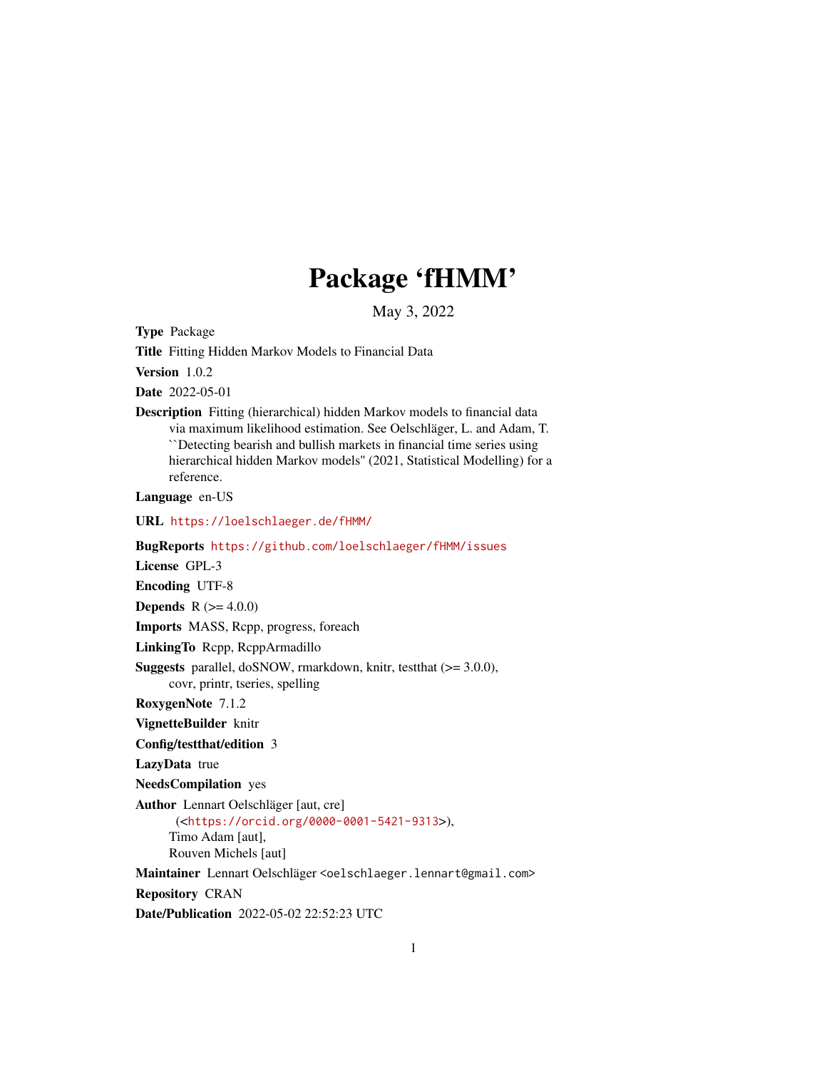# Package 'fHMM'

May 3, 2022

**Type** Package

**Title** Fitting Hidden Markov Models to Financial Data

**Version** 1.0.2

**Date** 2022-05-01

**Description** Fitting (hierarchical) hidden Markov models to financial data via maximum likelihood estimation. See Oelschläger, L. and Adam, T. ``Detecting bearish and bullish markets in financial time series using hierarchical hidden Markov models'' (2021, Statistical Modelling) for a reference.

**Language** en-US

**URL** https://loelschlaeger.de/fHMM/

**BugReports** https://github.com/loelschlaeger/fHMM/issues

**License** GPL-3

**Encoding** UTF-8

**Depends** R (>= 4.0.0)

**Imports** MASS, Rcpp, progress, foreach

**LinkingTo** Rcpp, RcppArmadillo

**Suggests** parallel, doSNOW, rmarkdown, knitr, testthat (>= 3.0.0), covr, printr, tseries, spelling

**RoxygenNote** 7.1.2

**VignetteBuilder** knitr

**Config/testthat/edition** 3

**LazyData** true

**NeedsCompilation** yes

**Author** Lennart Oelschläger [aut, cre] (<https://orcid.org/0000-0001-5421-9313>), Timo Adam [aut], Rouven Michels [aut]

**Maintainer** Lennart Oelschläger <oelschlaeger.lennart@gmail.com>

**Repository** CRAN

**Date/Publication** 2022-05-02 22:52:23 UTC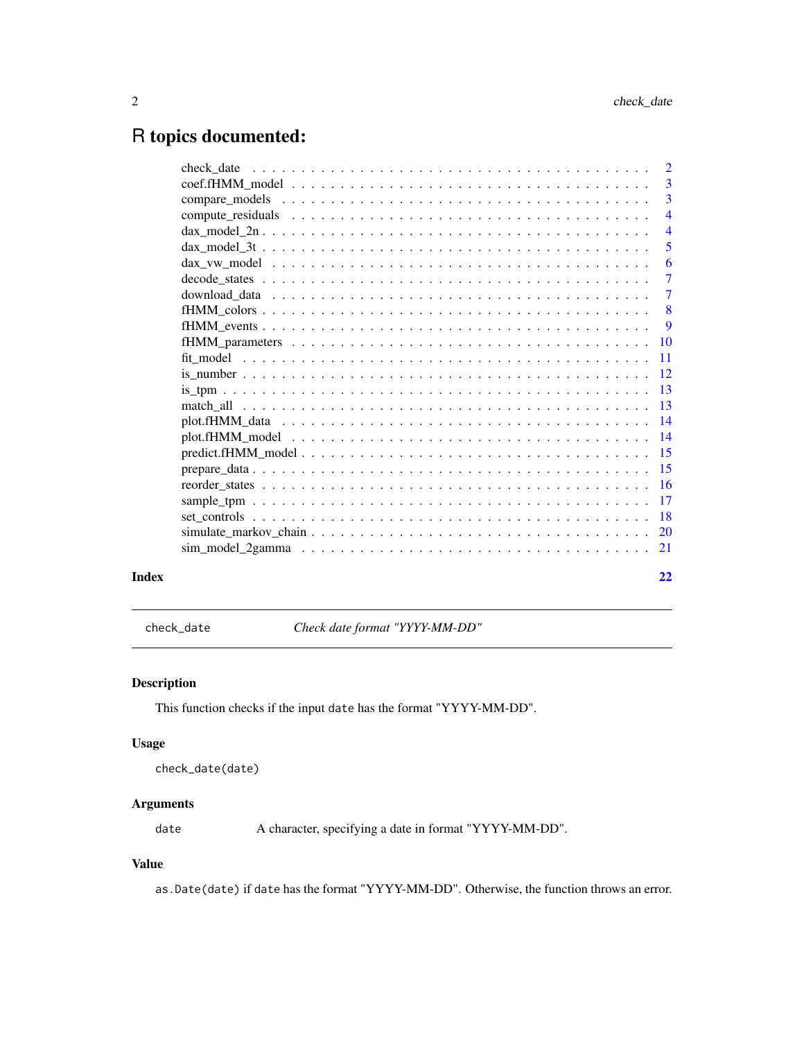# R topics documented:

| | |
|---|---|
| check_date | 2 |
| coef.fHMM_model | 3 |
| compare_models | 3 |
| compute_residuals | 4 |
| dax_model_2n | 4 |
| dax_model_3t | 5 |
| dax_vw_model | 6 |
| decode_states | 7 |
| download_data | 7 |
| fHMM_colors | 8 |
| fHMM_events | 9 |
| fHMM_parameters | 10 |
| fit_model | 11 |
| is_number | 12 |
| is_tpm | 13 |
| match_all | 13 |
| plot.fHMM_data | 14 |
| plot.fHMM_model | 14 |
| predict.fHMM_model | 15 |
| prepare_data | 15 |
| reorder_states | 16 |
| sample_tpm | 17 |
| set_controls | 18 |
| simulate_markov_chain | 20 |
| sim_model_2gamma | 21 |
| **Index** | **22** |

---

## check_date — *Check date format "YYYY-MM-DD"*

---

### Description

This function checks if the input `date` has the format "YYYY-MM-DD".

### Usage

```
check_date(date)
```

### Arguments

| | |
|---|---|
| `date` | A character, specifying a date in format "YYYY-MM-DD". |

### Value

`as.Date(date)` if `date` has the format "YYYY-MM-DD". Otherwise, the function throws an error.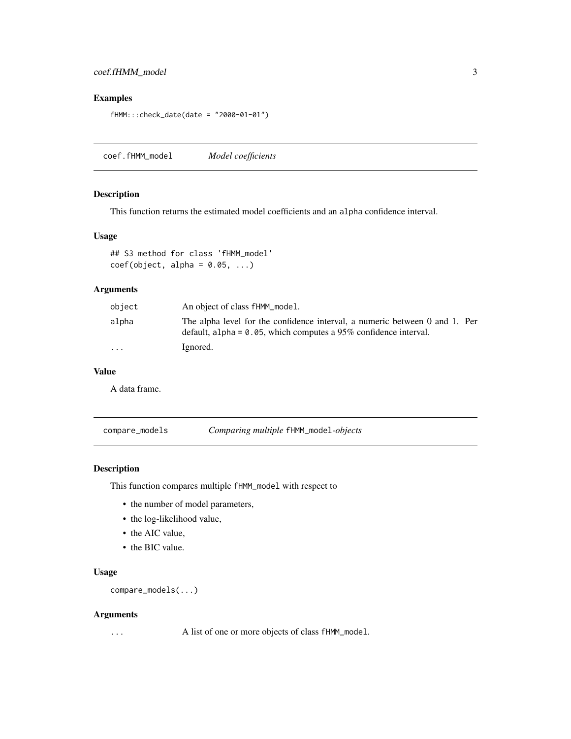## Examples

```
fHMM:::check_date(date = "2000-01-01")
```

## coef.fHMM_model    *Model coefficients*

### Description

This function returns the estimated model coefficients and an `alpha` confidence interval.

### Usage

```
## S3 method for class 'fHMM_model'
coef(object, alpha = 0.05, ...)
```

### Arguments

| | |
|---|---|
| `object` | An object of class `fHMM_model`. |
| `alpha` | The alpha level for the confidence interval, a numeric between 0 and 1. Per default, `alpha = 0.05`, which computes a 95% confidence interval. |
| `...` | Ignored. |

### Value

A data frame.

## compare_models    *Comparing multiple* `fHMM_model`*-objects*

### Description

This function compares multiple `fHMM_model` with respect to

- the number of model parameters,
- the log-likelihood value,
- the AIC value,
- the BIC value.

### Usage

```
compare_models(...)
```

### Arguments

| | |
|---|---|
| `...` | A list of one or more objects of class `fHMM_model`. |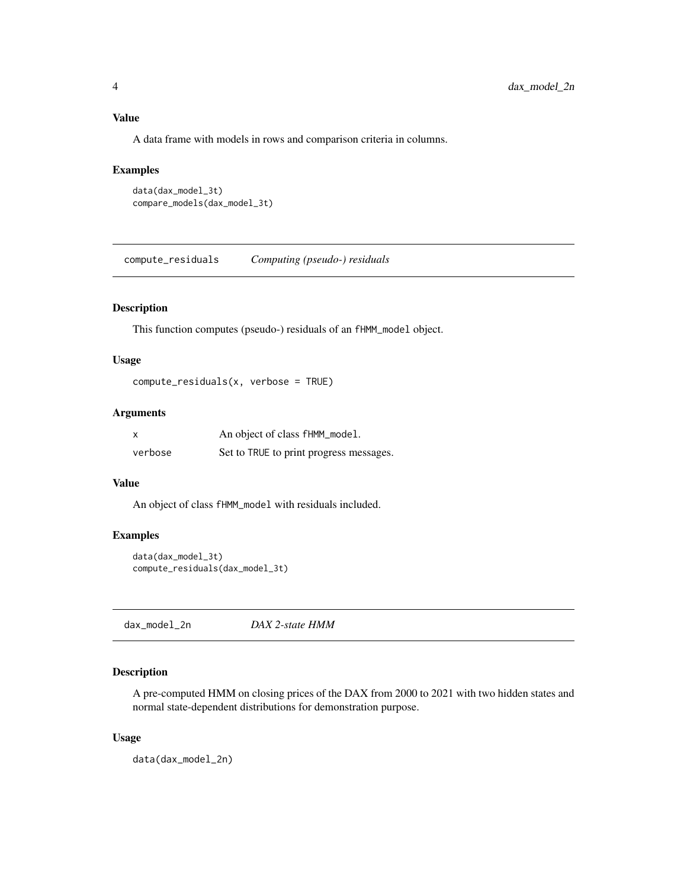### Value

A data frame with models in rows and comparison criteria in columns.

### Examples

```
data(dax_model_3t)
compare_models(dax_model_3t)
```

## compute_residuals — *Computing (pseudo-) residuals*

### Description

This function computes (pseudo-) residuals of an `fHMM_model` object.

### Usage

```
compute_residuals(x, verbose = TRUE)
```

### Arguments

| | |
|---|---|
| `x` | An object of class `fHMM_model`. |
| `verbose` | Set to `TRUE` to print progress messages. |

### Value

An object of class `fHMM_model` with residuals included.

### Examples

```
data(dax_model_3t)
compute_residuals(dax_model_3t)
```

## dax_model_2n — *DAX 2-state HMM*

### Description

A pre-computed HMM on closing prices of the DAX from 2000 to 2021 with two hidden states and normal state-dependent distributions for demonstration purpose.

### Usage

```
data(dax_model_2n)
```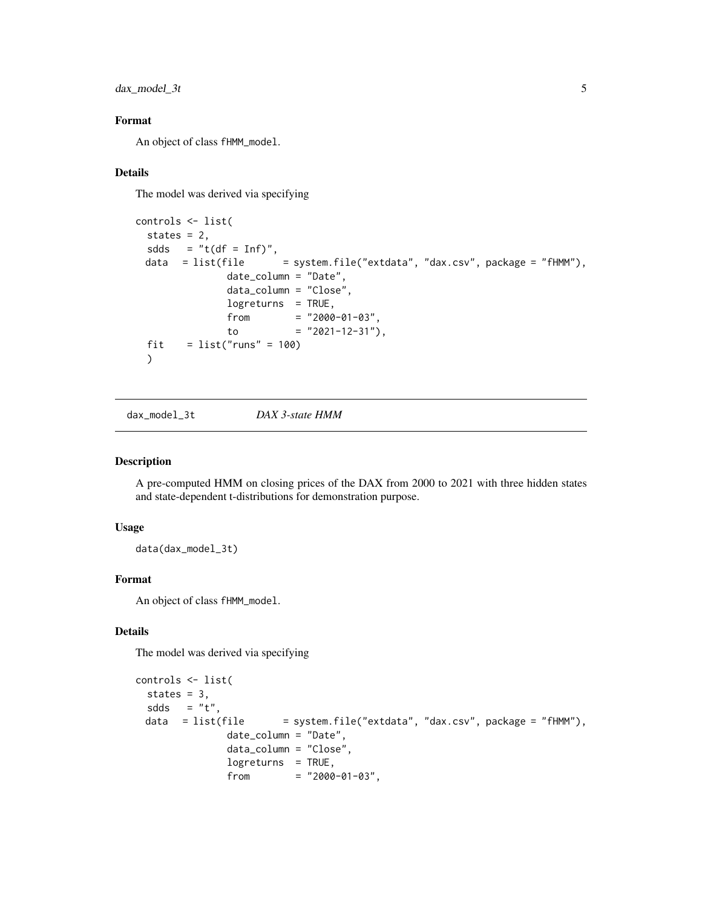## Format

An object of class fHMM_model.

## Details

The model was derived via specifying

```
controls <- list(
  states = 2,
  sdds   = "t(df = Inf)",
  data   = list(file       = system.file("extdata", "dax.csv", package = "fHMM"),
                date_column = "Date",
                data_column = "Close",
                logreturns  = TRUE,
                from        = "2000-01-03",
                to          = "2021-12-31"),
  fit    = list("runs" = 100)
  )
```

---

# dax_model_3t — *DAX 3-state HMM*

## Description

A pre-computed HMM on closing prices of the DAX from 2000 to 2021 with three hidden states and state-dependent t-distributions for demonstration purpose.

## Usage

```
data(dax_model_3t)
```

## Format

An object of class fHMM_model.

## Details

The model was derived via specifying

```
controls <- list(
  states = 3,
  sdds   = "t",
  data   = list(file       = system.file("extdata", "dax.csv", package = "fHMM"),
                date_column = "Date",
                data_column = "Close",
                logreturns  = TRUE,
                from        = "2000-01-03",
```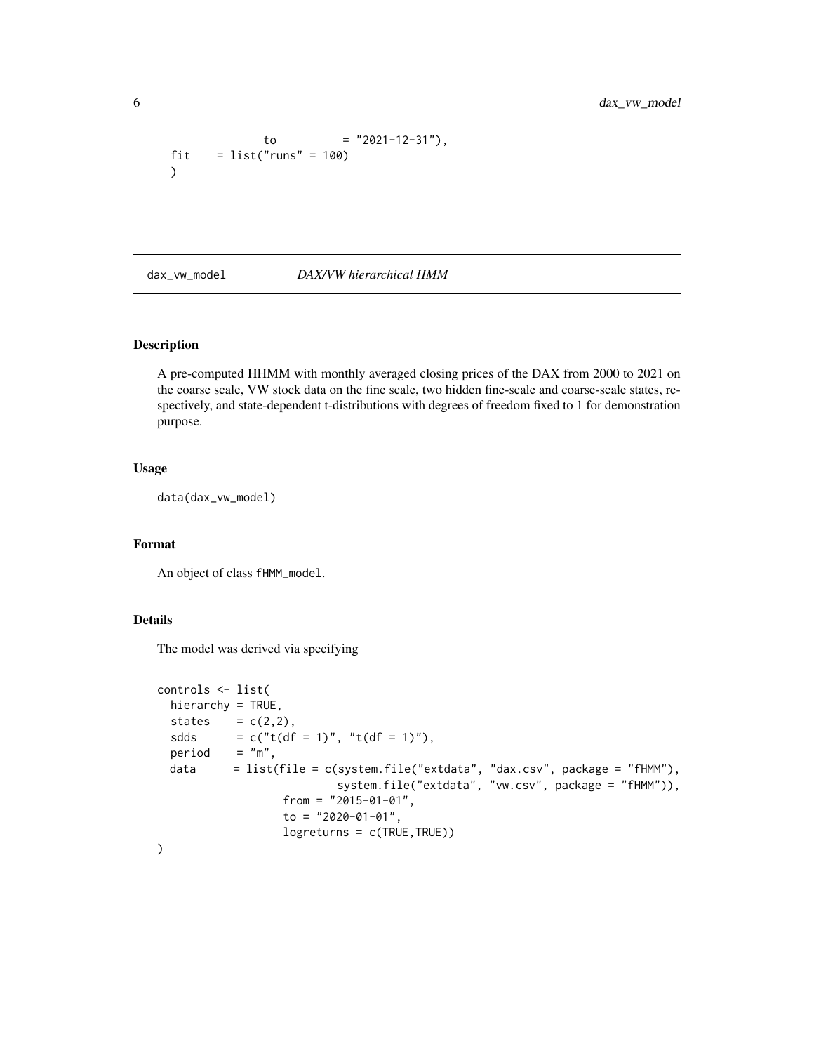```
               to          = "2021-12-31"),
  fit    = list("runs" = 100)
  )
```

## dax_vw_model — *DAX/VW hierarchical HMM*

### Description

A pre-computed HHMM with monthly averaged closing prices of the DAX from 2000 to 2021 on the coarse scale, VW stock data on the fine scale, two hidden fine-scale and coarse-scale states, respectively, and state-dependent t-distributions with degrees of freedom fixed to 1 for demonstration purpose.

### Usage

```
data(dax_vw_model)
```

### Format

An object of class `fHMM_model`.

### Details

The model was derived via specifying

```
controls <- list(
  hierarchy = TRUE,
  states    = c(2,2),
  sdds      = c("t(df = 1)", "t(df = 1)"),
  period    = "m",
  data      = list(file = c(system.file("extdata", "dax.csv", package = "fHMM"),
                            system.file("extdata", "vw.csv", package = "fHMM")),
                   from = "2015-01-01",
                   to = "2020-01-01",
                   logreturns = c(TRUE,TRUE))
)
```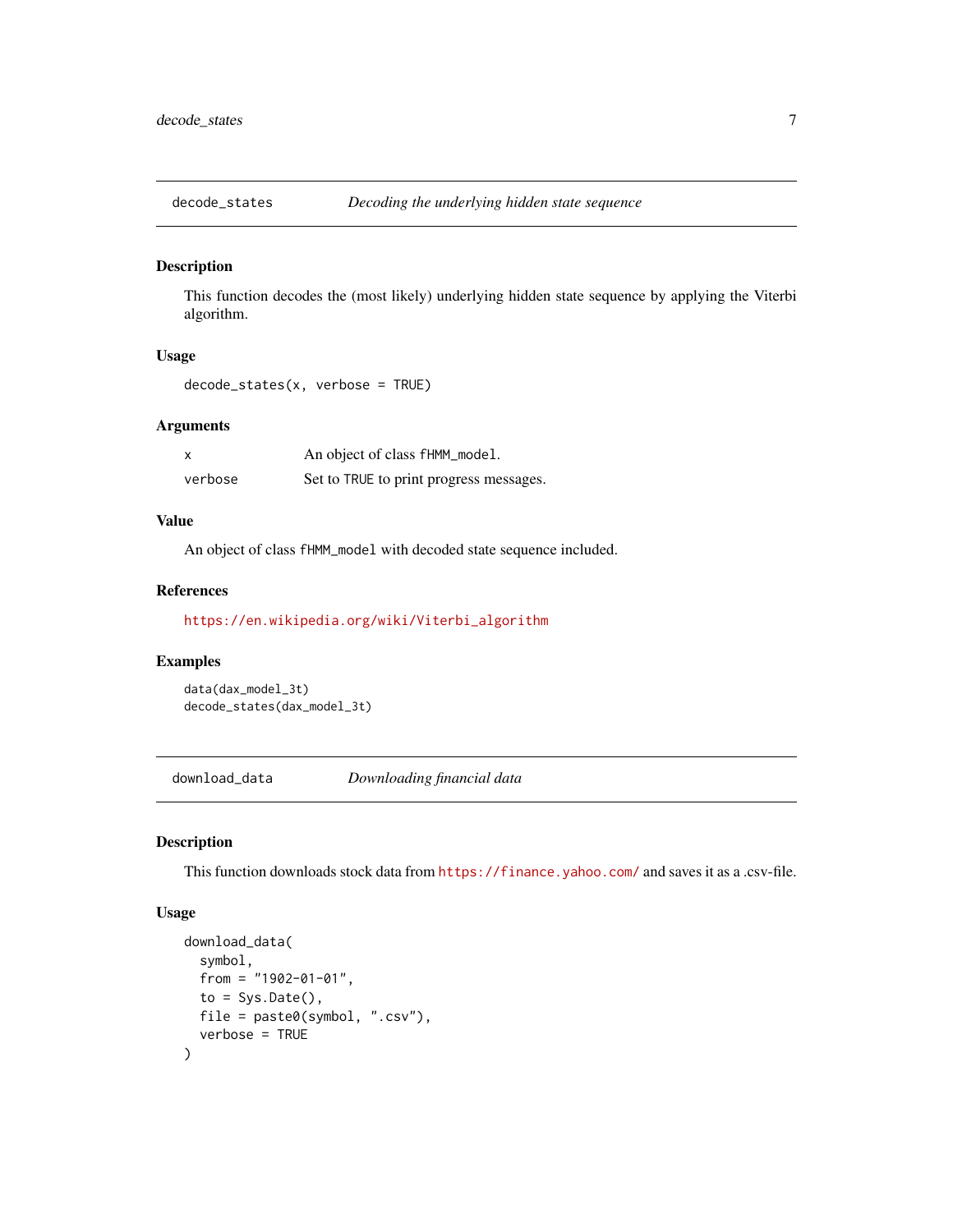## decode_states — *Decoding the underlying hidden state sequence*

### Description

This function decodes the (most likely) underlying hidden state sequence by applying the Viterbi algorithm.

### Usage

```
decode_states(x, verbose = TRUE)
```

### Arguments

| | |
|---|---|
| x | An object of class fHMM_model. |
| verbose | Set to TRUE to print progress messages. |

### Value

An object of class fHMM_model with decoded state sequence included.

### References

https://en.wikipedia.org/wiki/Viterbi_algorithm

### Examples

```
data(dax_model_3t)
decode_states(dax_model_3t)
```

## download_data — *Downloading financial data*

### Description

This function downloads stock data from https://finance.yahoo.com/ and saves it as a .csv-file.

### Usage

```
download_data(
  symbol,
  from = "1902-01-01",
  to = Sys.Date(),
  file = paste0(symbol, ".csv"),
  verbose = TRUE
)
```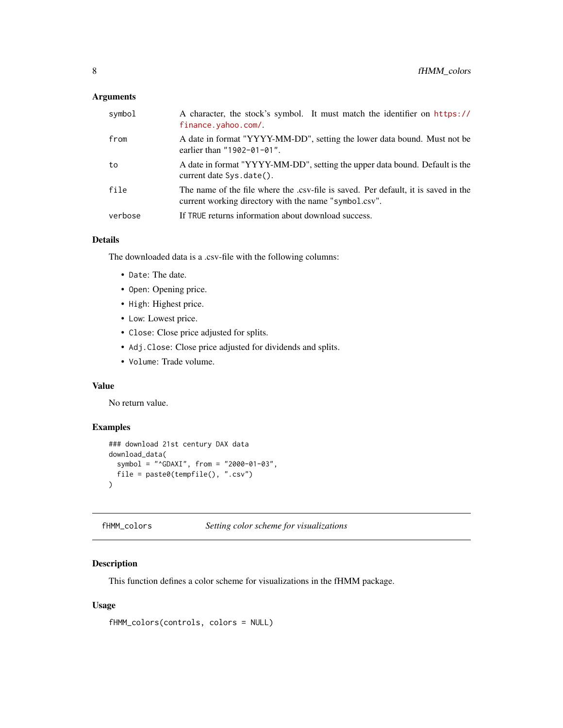### Arguments

| | |
|---|---|
| symbol | A character, the stock's symbol. It must match the identifier on https://finance.yahoo.com/. |
| from | A date in format "YYYY-MM-DD", setting the lower data bound. Must not be earlier than "1902-01-01". |
| to | A date in format "YYYY-MM-DD", setting the upper data bound. Default is the current date Sys.date(). |
| file | The name of the file where the .csv-file is saved. Per default, it is saved in the current working directory with the name "symbol.csv". |
| verbose | If TRUE returns information about download success. |

### Details

The downloaded data is a .csv-file with the following columns:

- `Date`: The date.
- `Open`: Opening price.
- `High`: Highest price.
- `Low`: Lowest price.
- `Close`: Close price adjusted for splits.
- `Adj.Close`: Close price adjusted for dividends and splits.
- `Volume`: Trade volume.

### Value

No return value.

### Examples

```
### download 21st century DAX data
download_data(
  symbol = "^GDAXI", from = "2000-01-03",
  file = paste0(tempfile(), ".csv")
)
```

---

## fHMM_colors *Setting color scheme for visualizations*

---

### Description

This function defines a color scheme for visualizations in the fHMM package.

### Usage

```
fHMM_colors(controls, colors = NULL)
```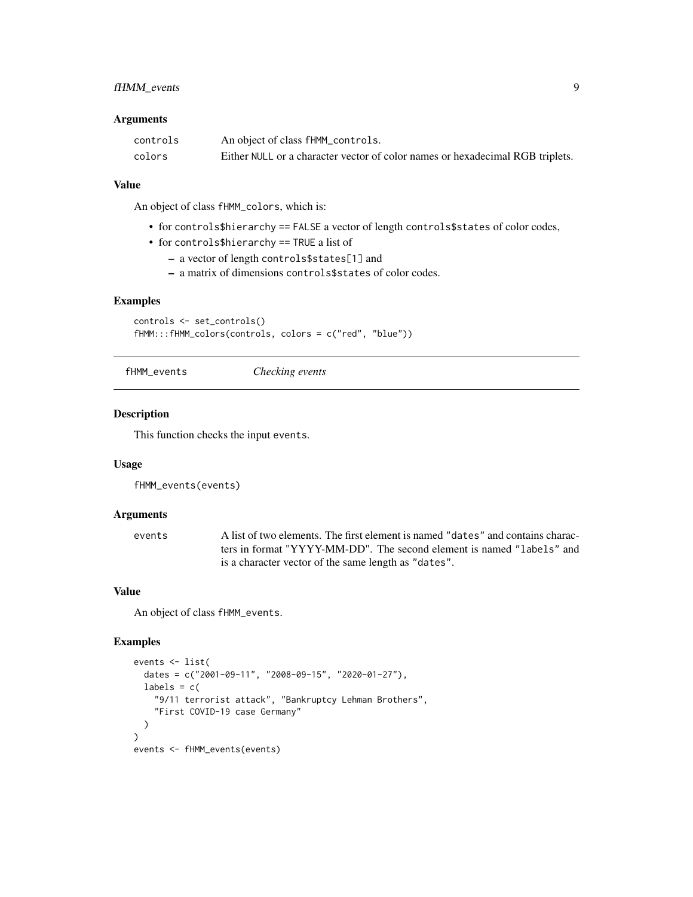### Arguments

| | |
|---|---|
| controls | An object of class fHMM_controls. |
| colors | Either NULL or a character vector of color names or hexadecimal RGB triplets. |

### Value

An object of class fHMM_colors, which is:

- for controls$hierarchy == FALSE a vector of length controls$states of color codes,
- for controls$hierarchy == TRUE a list of
  - a vector of length controls$states[1] and
  - a matrix of dimensions controls$states of color codes.

### Examples

```
controls <- set_controls()
fHMM:::fHMM_colors(controls, colors = c("red", "blue"))
```

---

## fHMM_events *Checking events*

### Description

This function checks the input events.

### Usage

```
fHMM_events(events)
```

### Arguments

| | |
|---|---|
| events | A list of two elements. The first element is named "dates" and contains characters in format "YYYY-MM-DD". The second element is named "labels" and is a character vector of the same length as "dates". |

### Value

An object of class fHMM_events.

### Examples

```
events <- list(
  dates = c("2001-09-11", "2008-09-15", "2020-01-27"),
  labels = c(
    "9/11 terrorist attack", "Bankruptcy Lehman Brothers",
    "First COVID-19 case Germany"
  )
)
events <- fHMM_events(events)
```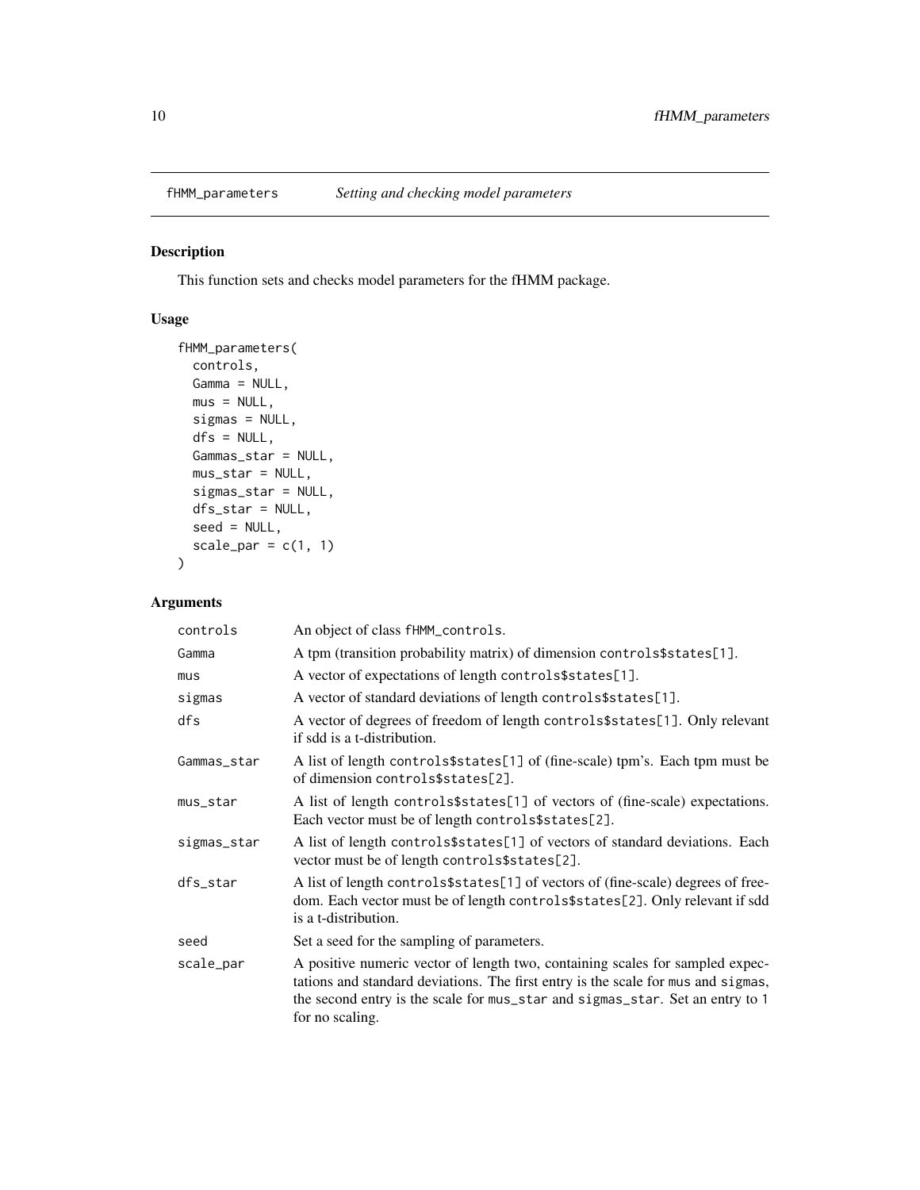## fHMM_parameters — *Setting and checking model parameters*

### Description

This function sets and checks model parameters for the fHMM package.

### Usage

```
fHMM_parameters(
  controls,
  Gamma = NULL,
  mus = NULL,
  sigmas = NULL,
  dfs = NULL,
  Gammas_star = NULL,
  mus_star = NULL,
  sigmas_star = NULL,
  dfs_star = NULL,
  seed = NULL,
  scale_par = c(1, 1)
)
```

### Arguments

| | |
|---|---|
| controls | An object of class `fHMM_controls`. |
| Gamma | A tpm (transition probability matrix) of dimension `controls$states[1]`. |
| mus | A vector of expectations of length `controls$states[1]`. |
| sigmas | A vector of standard deviations of length `controls$states[1]`. |
| dfs | A vector of degrees of freedom of length `controls$states[1]`. Only relevant if sdd is a t-distribution. |
| Gammas_star | A list of length `controls$states[1]` of (fine-scale) tpm's. Each tpm must be of dimension `controls$states[2]`. |
| mus_star | A list of length `controls$states[1]` of vectors of (fine-scale) expectations. Each vector must be of length `controls$states[2]`. |
| sigmas_star | A list of length `controls$states[1]` of vectors of standard deviations. Each vector must be of length `controls$states[2]`. |
| dfs_star | A list of length `controls$states[1]` of vectors of (fine-scale) degrees of freedom. Each vector must be of length `controls$states[2]`. Only relevant if sdd is a t-distribution. |
| seed | Set a seed for the sampling of parameters. |
| scale_par | A positive numeric vector of length two, containing scales for sampled expectations and standard deviations. The first entry is the scale for `mus` and `sigmas`, the second entry is the scale for `mus_star` and `sigmas_star`. Set an entry to `1` for no scaling. |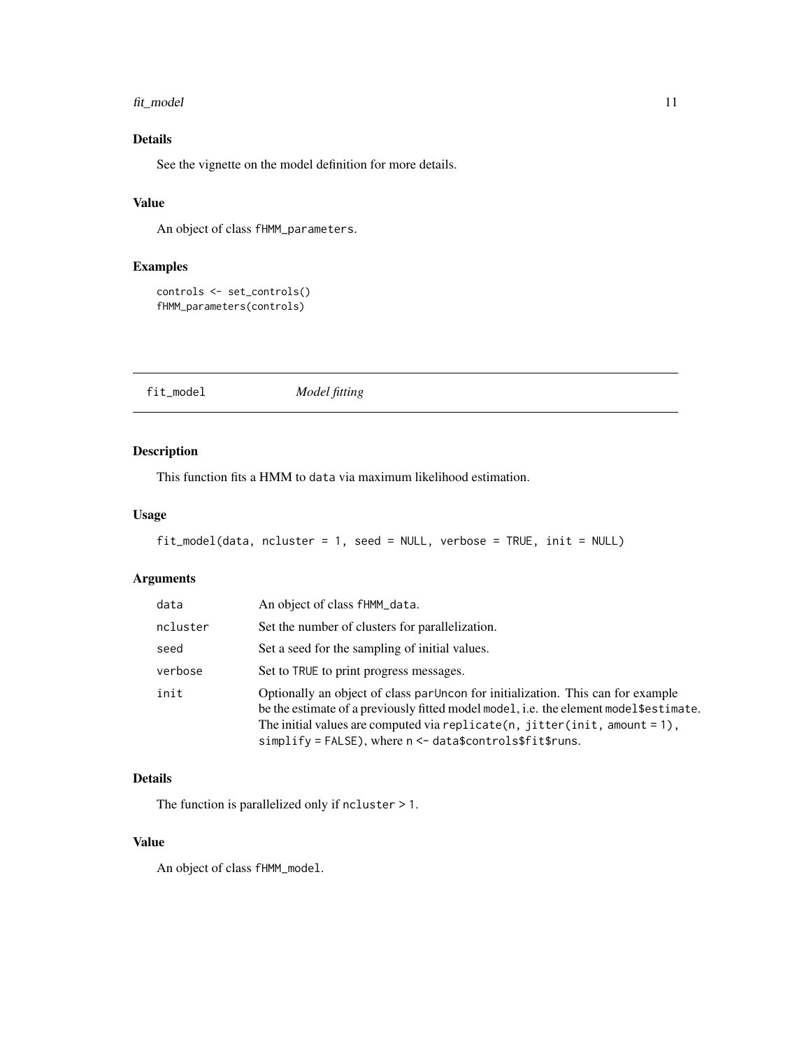## Details

See the vignette on the model definition for more details.

## Value

An object of class fHMM_parameters.

## Examples

```
controls <- set_controls()
fHMM_parameters(controls)
```

---

# fit_model — *Model fitting*

---

## Description

This function fits a HMM to data via maximum likelihood estimation.

## Usage

```
fit_model(data, ncluster = 1, seed = NULL, verbose = TRUE, init = NULL)
```

## Arguments

| | |
|---|---|
| data | An object of class fHMM_data. |
| ncluster | Set the number of clusters for parallelization. |
| seed | Set a seed for the sampling of initial values. |
| verbose | Set to TRUE to print progress messages. |
| init | Optionally an object of class parUncon for initialization. This can for example be the estimate of a previously fitted model model, i.e. the element model$estimate. The initial values are computed via replicate(n, jitter(init, amount = 1), simplify = FALSE), where n <- data$controls$fit$runs. |

## Details

The function is parallelized only if ncluster > 1.

## Value

An object of class fHMM_model.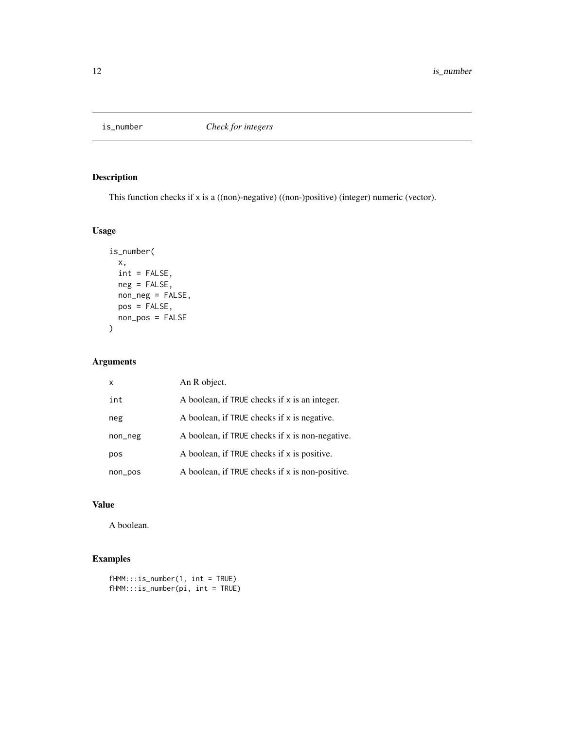# is_number — *Check for integers*

## Description

This function checks if x is a ((non)-negative) ((non-)positive) (integer) numeric (vector).

## Usage

```
is_number(
  x,
  int = FALSE,
  neg = FALSE,
  non_neg = FALSE,
  pos = FALSE,
  non_pos = FALSE
)
```

## Arguments

| | |
|---|---|
| x | An R object. |
| int | A boolean, if TRUE checks if x is an integer. |
| neg | A boolean, if TRUE checks if x is negative. |
| non_neg | A boolean, if TRUE checks if x is non-negative. |
| pos | A boolean, if TRUE checks if x is positive. |
| non_pos | A boolean, if TRUE checks if x is non-positive. |

## Value

A boolean.

## Examples

```
fHMM:::is_number(1, int = TRUE)
fHMM:::is_number(pi, int = TRUE)
```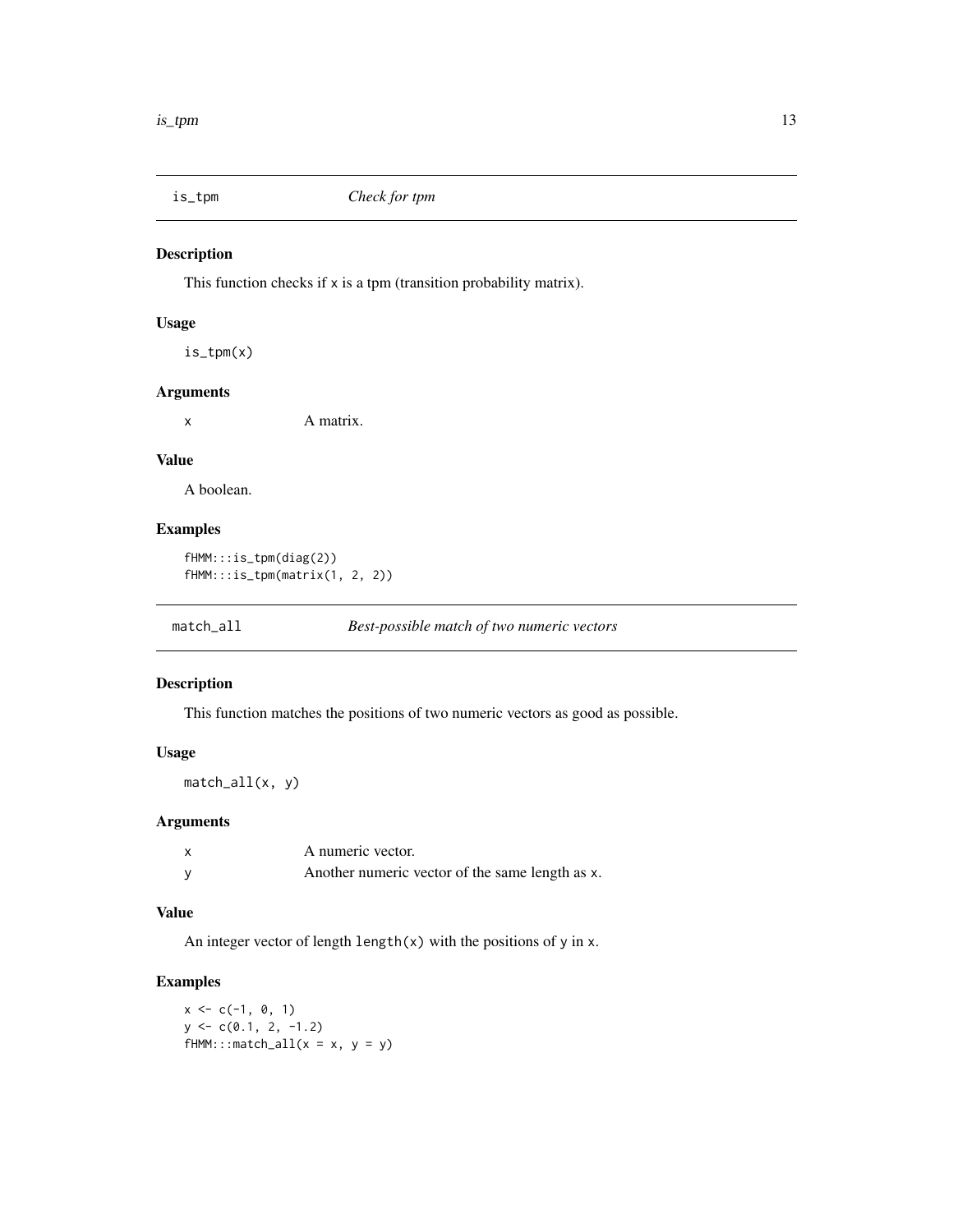## is_tpm *Check for tpm*

### Description

This function checks if x is a tpm (transition probability matrix).

### Usage

```
is_tpm(x)
```

### Arguments

| | |
|---|---|
| x | A matrix. |

### Value

A boolean.

### Examples

```
fHMM:::is_tpm(diag(2))
fHMM:::is_tpm(matrix(1, 2, 2))
```

## match_all *Best-possible match of two numeric vectors*

### Description

This function matches the positions of two numeric vectors as good as possible.

### Usage

```
match_all(x, y)
```

### Arguments

| | |
|---|---|
| x | A numeric vector. |
| y | Another numeric vector of the same length as x. |

### Value

An integer vector of length `length(x)` with the positions of y in x.

### Examples

```
x <- c(-1, 0, 1)
y <- c(0.1, 2, -1.2)
fHMM:::match_all(x = x, y = y)
```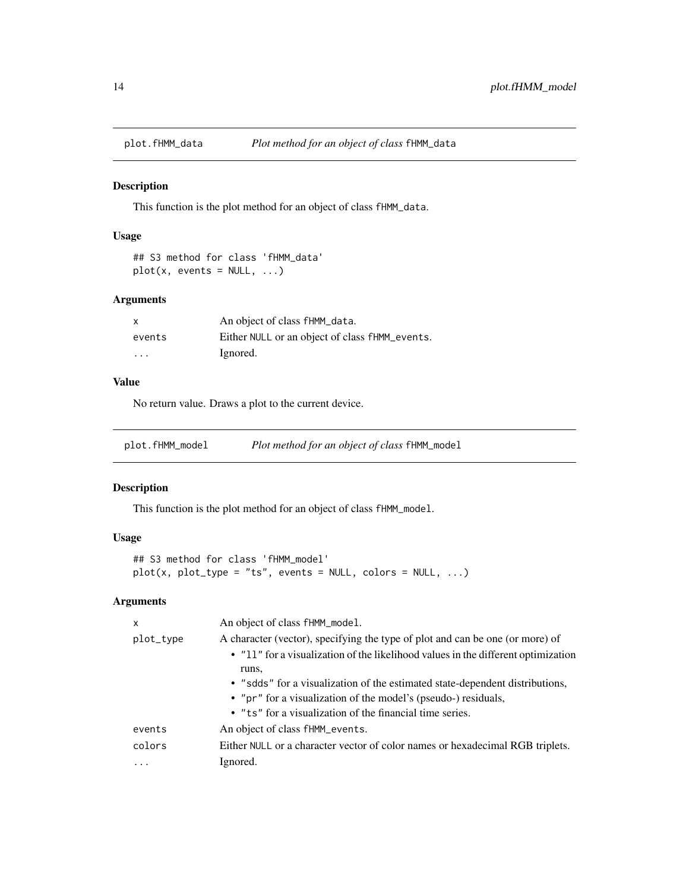## plot.fHMM_data — *Plot method for an object of class* `fHMM_data`

### Description

This function is the plot method for an object of class `fHMM_data`.

### Usage

```
## S3 method for class 'fHMM_data'
plot(x, events = NULL, ...)
```

### Arguments

| | |
|---|---|
| `x` | An object of class `fHMM_data`. |
| `events` | Either `NULL` or an object of class `fHMM_events`. |
| `...` | Ignored. |

### Value

No return value. Draws a plot to the current device.

## plot.fHMM_model — *Plot method for an object of class* `fHMM_model`

### Description

This function is the plot method for an object of class `fHMM_model`.

### Usage

```
## S3 method for class 'fHMM_model'
plot(x, plot_type = "ts", events = NULL, colors = NULL, ...)
```

### Arguments

| | |
|---|---|
| `x` | An object of class `fHMM_model`. |
| `plot_type` | A character (vector), specifying the type of plot and can be one (or more) of<br>• `"ll"` for a visualization of the likelihood values in the different optimization runs,<br>• `"sdds"` for a visualization of the estimated state-dependent distributions,<br>• `"pr"` for a visualization of the model's (pseudo-) residuals,<br>• `"ts"` for a visualization of the financial time series. |
| `events` | An object of class `fHMM_events`. |
| `colors` | Either `NULL` or a character vector of color names or hexadecimal RGB triplets. |
| `...` | Ignored. |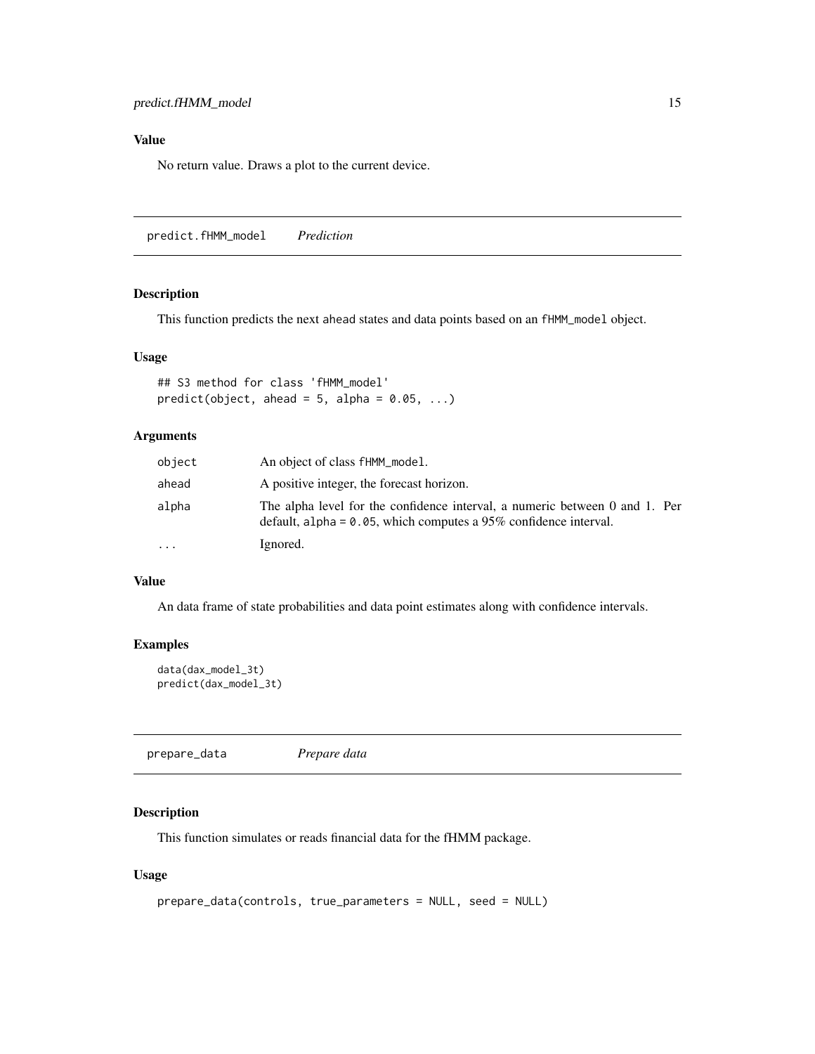### Value

No return value. Draws a plot to the current device.

## predict.fHMM_model *Prediction*

### Description

This function predicts the next ahead states and data points based on an fHMM_model object.

### Usage

```
## S3 method for class 'fHMM_model'
predict(object, ahead = 5, alpha = 0.05, ...)
```

### Arguments

| | |
|---|---|
| object | An object of class fHMM_model. |
| ahead | A positive integer, the forecast horizon. |
| alpha | The alpha level for the confidence interval, a numeric between 0 and 1. Per default, alpha = 0.05, which computes a 95% confidence interval. |
| ... | Ignored. |

### Value

An data frame of state probabilities and data point estimates along with confidence intervals.

### Examples

```
data(dax_model_3t)
predict(dax_model_3t)
```

## prepare_data *Prepare data*

### Description

This function simulates or reads financial data for the fHMM package.

### Usage

```
prepare_data(controls, true_parameters = NULL, seed = NULL)
```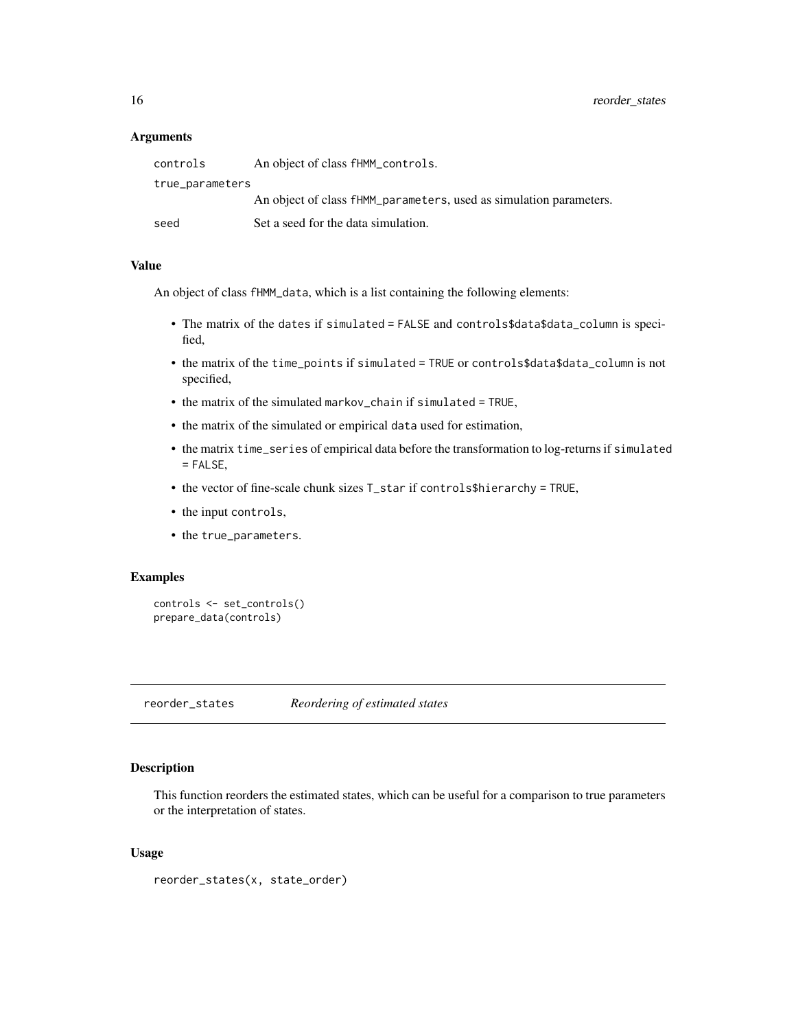### Arguments

| | |
|---|---|
| `controls` | An object of class `fHMM_controls`. |
| `true_parameters` | An object of class `fHMM_parameters`, used as simulation parameters. |
| `seed` | Set a seed for the data simulation. |

### Value

An object of class `fHMM_data`, which is a list containing the following elements:

- The matrix of the `dates` if `simulated = FALSE` and `controls$data$data_column` is specified,
- the matrix of the `time_points` if `simulated = TRUE` or `controls$data$data_column` is not specified,
- the matrix of the simulated `markov_chain` if `simulated = TRUE`,
- the matrix of the simulated or empirical `data` used for estimation,
- the matrix `time_series` of empirical data before the transformation to log-returns if `simulated = FALSE`,
- the vector of fine-scale chunk sizes `T_star` if `controls$hierarchy = TRUE`,
- the input `controls`,
- the `true_parameters`.

### Examples

```
controls <- set_controls()
prepare_data(controls)
```

---

## reorder_states — *Reordering of estimated states*

### Description

This function reorders the estimated states, which can be useful for a comparison to true parameters or the interpretation of states.

### Usage

```
reorder_states(x, state_order)
```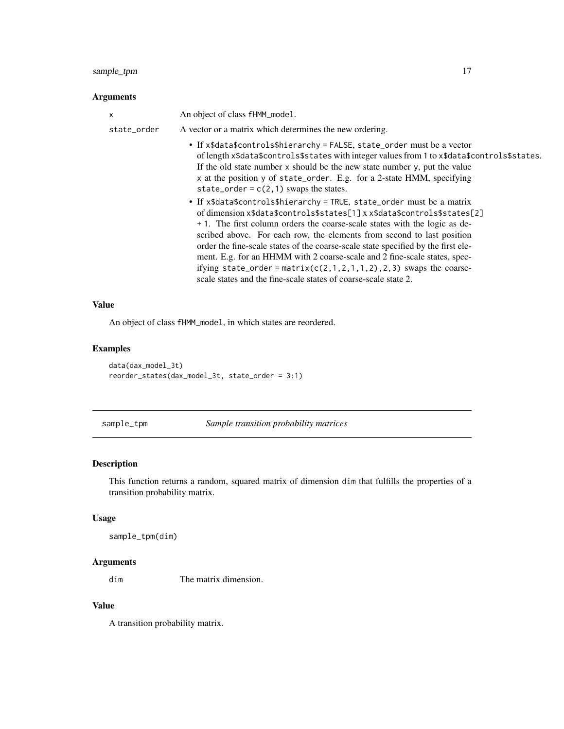### Arguments

**x** An object of class `fHMM_model`.

**state_order** A vector or a matrix which determines the new ordering.

- If `x$data$controls$hierarchy = FALSE`, `state_order` must be a vector of length `x$data$controls$states` with integer values from 1 to `x$data$controls$states`. If the old state number `x` should be the new state number `y`, put the value `x` at the position `y` of `state_order`. E.g. for a 2-state HMM, specifying `state_order = c(2,1)` swaps the states.
- If `x$data$controls$hierarchy = TRUE`, `state_order` must be a matrix of dimension `x$data$controls$states[1]` x `x$data$controls$states[2] + 1`. The first column orders the coarse-scale states with the logic as described above. For each row, the elements from second to last position order the fine-scale states of the coarse-scale state specified by the first element. E.g. for an HHMM with 2 coarse-scale and 2 fine-scale states, specifying `state_order = matrix(c(2,1,2,1,1,2),2,3)` swaps the coarse-scale states and the fine-scale states of coarse-scale state 2.

### Value

An object of class `fHMM_model`, in which states are reordered.

### Examples

```
data(dax_model_3t)
reorder_states(dax_model_3t, state_order = 3:1)
```

---

## sample_tpm *Sample transition probability matrices*

### Description

This function returns a random, squared matrix of dimension `dim` that fulfills the properties of a transition probability matrix.

### Usage

```
sample_tpm(dim)
```

### Arguments

**dim** The matrix dimension.

### Value

A transition probability matrix.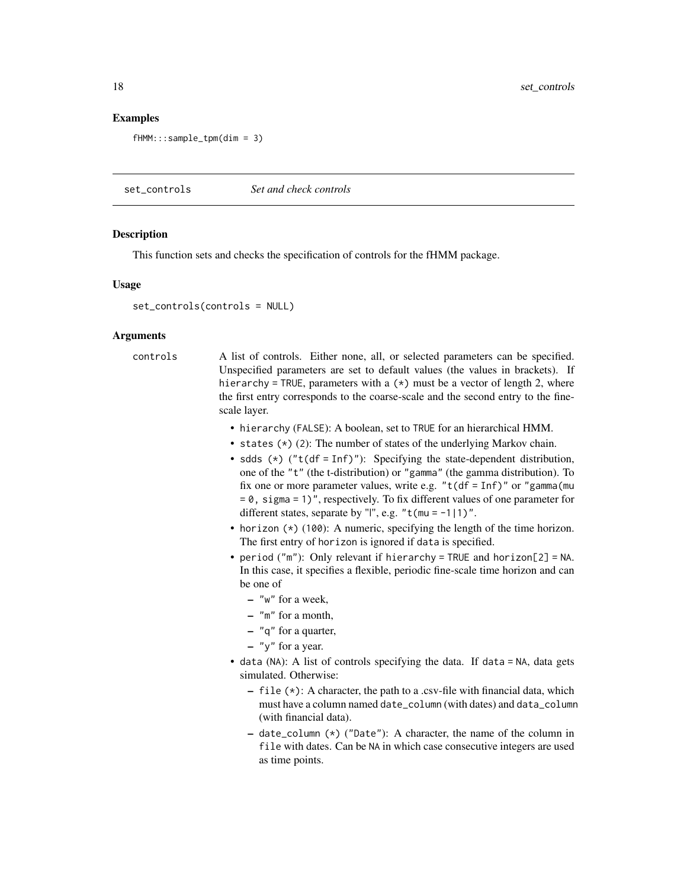## Examples

```
fHMM:::sample_tpm(dim = 3)
```

---

# set_controls — *Set and check controls*

---

## Description

This function sets and checks the specification of controls for the fHMM package.

## Usage

```
set_controls(controls = NULL)
```

## Arguments

`controls` A list of controls. Either none, all, or selected parameters can be specified. Unspecified parameters are set to default values (the values in brackets). If `hierarchy = TRUE`, parameters with a `(*)` must be a vector of length 2, where the first entry corresponds to the coarse-scale and the second entry to the fine-scale layer.

- `hierarchy` (`FALSE`): A boolean, set to `TRUE` for an hierarchical HMM.
- `states` `(*)` (`2`): The number of states of the underlying Markov chain.
- `sdds` `(*)` (`"t(df = Inf)"`): Specifying the state-dependent distribution, one of the `"t"` (the t-distribution) or `"gamma"` (the gamma distribution). To fix one or more parameter values, write e.g. `"t(df = Inf)"` or `"gamma(mu = 0, sigma = 1)"`, respectively. To fix different values of one parameter for different states, separate by "|", e.g. `"t(mu = -1|1)"`.
- `horizon` `(*)` (`100`): A numeric, specifying the length of the time horizon. The first entry of `horizon` is ignored if `data` is specified.
- `period` (`"m"`): Only relevant if `hierarchy = TRUE` and `horizon[2] = NA`. In this case, it specifies a flexible, periodic fine-scale time horizon and can be one of
  - `"w"` for a week,
  - `"m"` for a month,
  - `"q"` for a quarter,
  - `"y"` for a year.
- `data` (`NA`): A list of controls specifying the data. If `data = NA`, data gets simulated. Otherwise:
  - `file` `(*)`: A character, the path to a .csv-file with financial data, which must have a column named `date_column` (with dates) and `data_column` (with financial data).
  - `date_column` `(*)` (`"Date"`): A character, the name of the column in `file` with dates. Can be `NA` in which case consecutive integers are used as time points.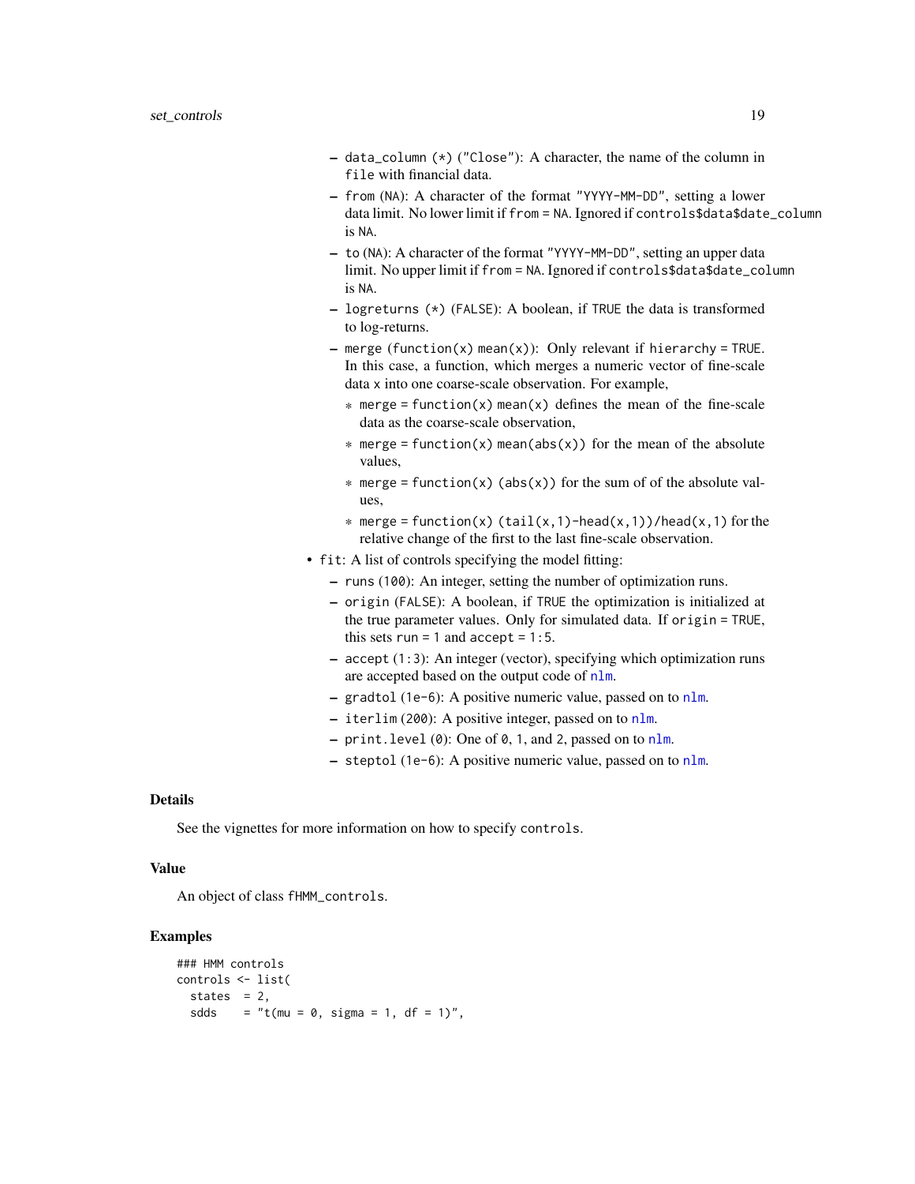- `data_column` (*) (`"Close"`): A character, the name of the column in `file` with financial data.
- `from` (`NA`): A character of the format `"YYYY-MM-DD"`, setting a lower data limit. No lower limit if `from = NA`. Ignored if `controls$data$date_column` is `NA`.
- `to` (`NA`): A character of the format `"YYYY-MM-DD"`, setting an upper data limit. No upper limit if `from = NA`. Ignored if `controls$data$date_column` is `NA`.
- `logreturns` (*) (`FALSE`): A boolean, if `TRUE` the data is transformed to log-returns.
- `merge` (`function(x) mean(x)`): Only relevant if `hierarchy = TRUE`. In this case, a function, which merges a numeric vector of fine-scale data `x` into one coarse-scale observation. For example,
  - `merge = function(x) mean(x)` defines the mean of the fine-scale data as the coarse-scale observation,
  - `merge = function(x) mean(abs(x))` for the mean of the absolute values,
  - `merge = function(x) (abs(x))` for the sum of of the absolute values,
  - `merge = function(x) (tail(x,1)-head(x,1))/head(x,1)` for the relative change of the first to the last fine-scale observation.

- `fit`: A list of controls specifying the model fitting:
  - `runs` (`100`): An integer, setting the number of optimization runs.
  - `origin` (`FALSE`): A boolean, if `TRUE` the optimization is initialized at the true parameter values. Only for simulated data. If `origin = TRUE`, this sets `run = 1` and `accept = 1:5`.
  - `accept` (`1:3`): An integer (vector), specifying which optimization runs are accepted based on the output code of `nlm`.
  - `gradtol` (`1e-6`): A positive numeric value, passed on to `nlm`.
  - `iterlim` (`200`): A positive integer, passed on to `nlm`.
  - `print.level` (`0`): One of `0`, `1`, and `2`, passed on to `nlm`.
  - `steptol` (`1e-6`): A positive numeric value, passed on to `nlm`.

## Details

See the vignettes for more information on how to specify `controls`.

## Value

An object of class `fHMM_controls`.

## Examples

```
### HMM controls
controls <- list(
  states  = 2,
  sdds    = "t(mu = 0, sigma = 1, df = 1)",
```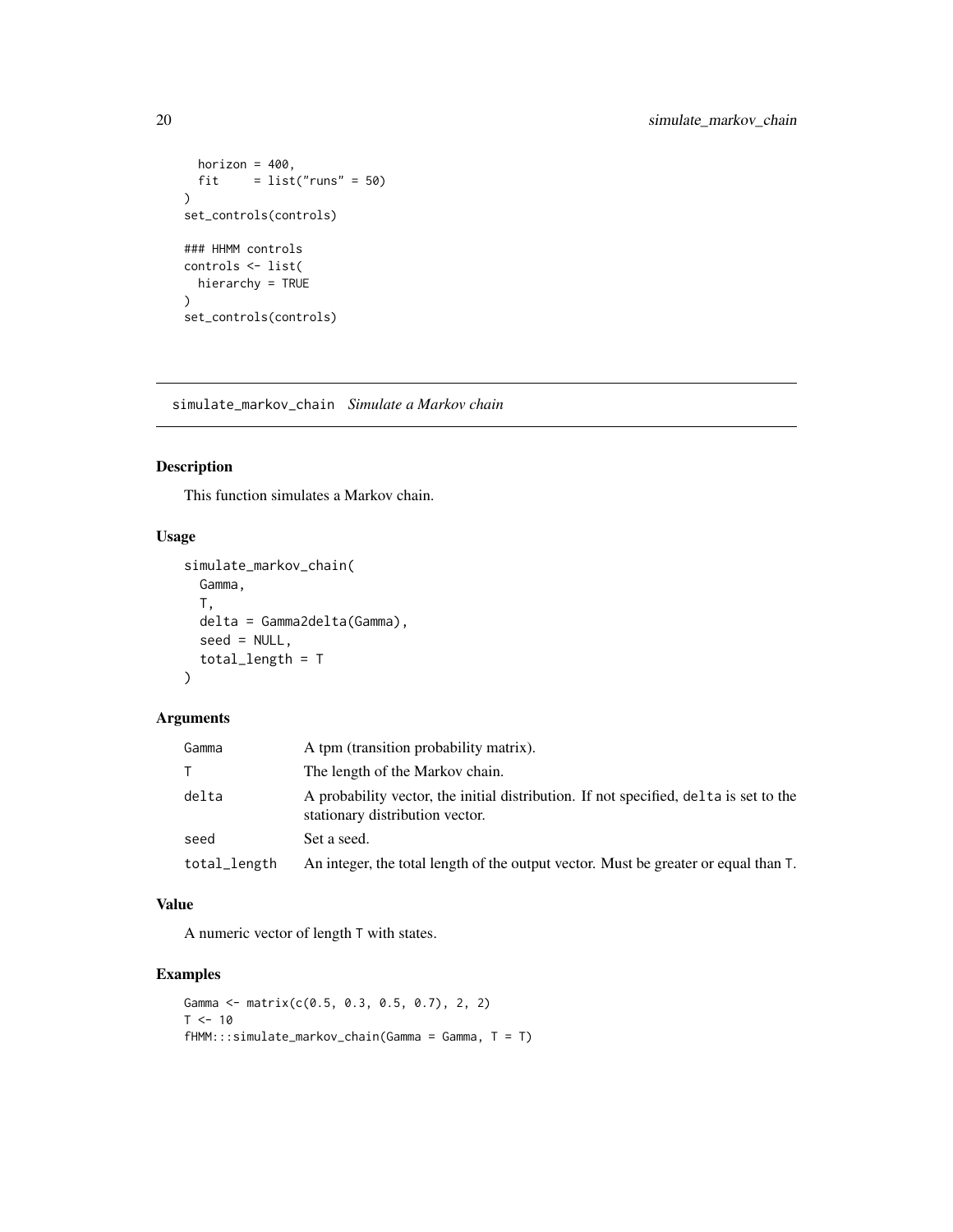```
  horizon = 400,
  fit     = list("runs" = 50)
)
set_controls(controls)

### HHMM controls
controls <- list(
  hierarchy = TRUE
)
set_controls(controls)
```

## simulate_markov_chain *Simulate a Markov chain*

### Description

This function simulates a Markov chain.

### Usage

```
simulate_markov_chain(
  Gamma,
  T,
  delta = Gamma2delta(Gamma),
  seed = NULL,
  total_length = T
)
```

### Arguments

| | |
|---|---|
| `Gamma` | A tpm (transition probability matrix). |
| `T` | The length of the Markov chain. |
| `delta` | A probability vector, the initial distribution. If not specified, `delta` is set to the stationary distribution vector. |
| `seed` | Set a seed. |
| `total_length` | An integer, the total length of the output vector. Must be greater or equal than `T`. |

### Value

A numeric vector of length `T` with states.

### Examples

```
Gamma <- matrix(c(0.5, 0.3, 0.5, 0.7), 2, 2)
T <- 10
fHMM:::simulate_markov_chain(Gamma = Gamma, T = T)
```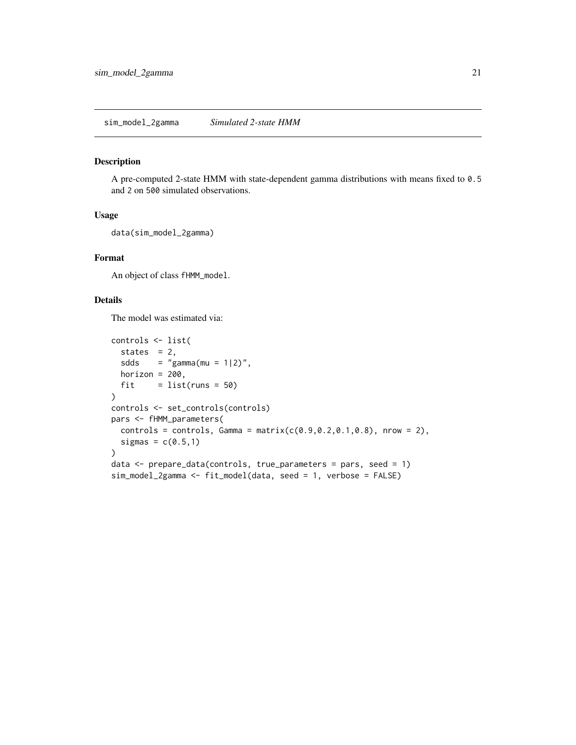## sim_model_2gamma *Simulated 2-state HMM*

### Description

A pre-computed 2-state HMM with state-dependent gamma distributions with means fixed to `0.5` and `2` on `500` simulated observations.

### Usage

```
data(sim_model_2gamma)
```

### Format

An object of class `fHMM_model`.

### Details

The model was estimated via:

```
controls <- list(
  states  = 2,
  sdds    = "gamma(mu = 1|2)",
  horizon = 200,
  fit     = list(runs = 50)
)
controls <- set_controls(controls)
pars <- fHMM_parameters(
  controls = controls, Gamma = matrix(c(0.9,0.2,0.1,0.8), nrow = 2),
  sigmas = c(0.5,1)
)
data <- prepare_data(controls, true_parameters = pars, seed = 1)
sim_model_2gamma <- fit_model(data, seed = 1, verbose = FALSE)
```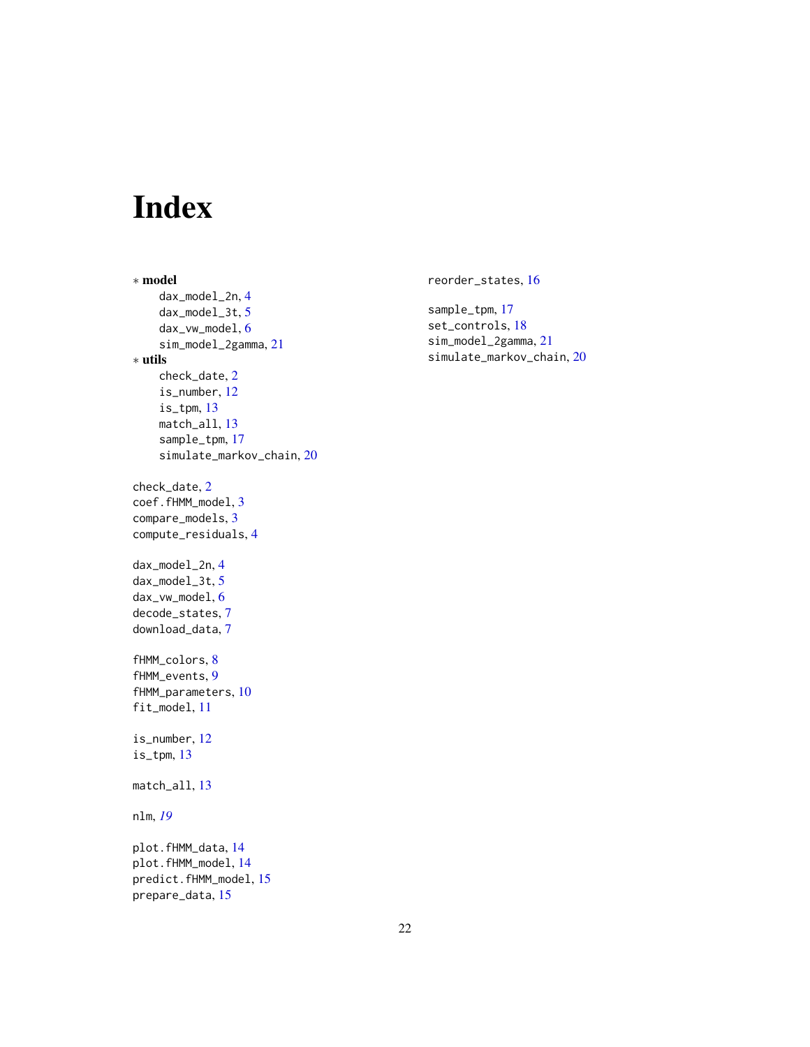# Index

∗ **model**
  dax_model_2n, 4
  dax_model_3t, 5
  dax_vw_model, 6
  sim_model_2gamma, 21

∗ **utils**
  check_date, 2
  is_number, 12
  is_tpm, 13
  match_all, 13
  sample_tpm, 17
  simulate_markov_chain, 20

check_date, 2
coef.fHMM_model, 3
compare_models, 3
compute_residuals, 4

dax_model_2n, 4
dax_model_3t, 5
dax_vw_model, 6
decode_states, 7
download_data, 7

fHMM_colors, 8
fHMM_events, 9
fHMM_parameters, 10
fit_model, 11

is_number, 12
is_tpm, 13

match_all, 13

nlm, *19*

plot.fHMM_data, 14
plot.fHMM_model, 14
predict.fHMM_model, 15
prepare_data, 15

reorder_states, 16

sample_tpm, 17
set_controls, 18
sim_model_2gamma, 21
simulate_markov_chain, 20